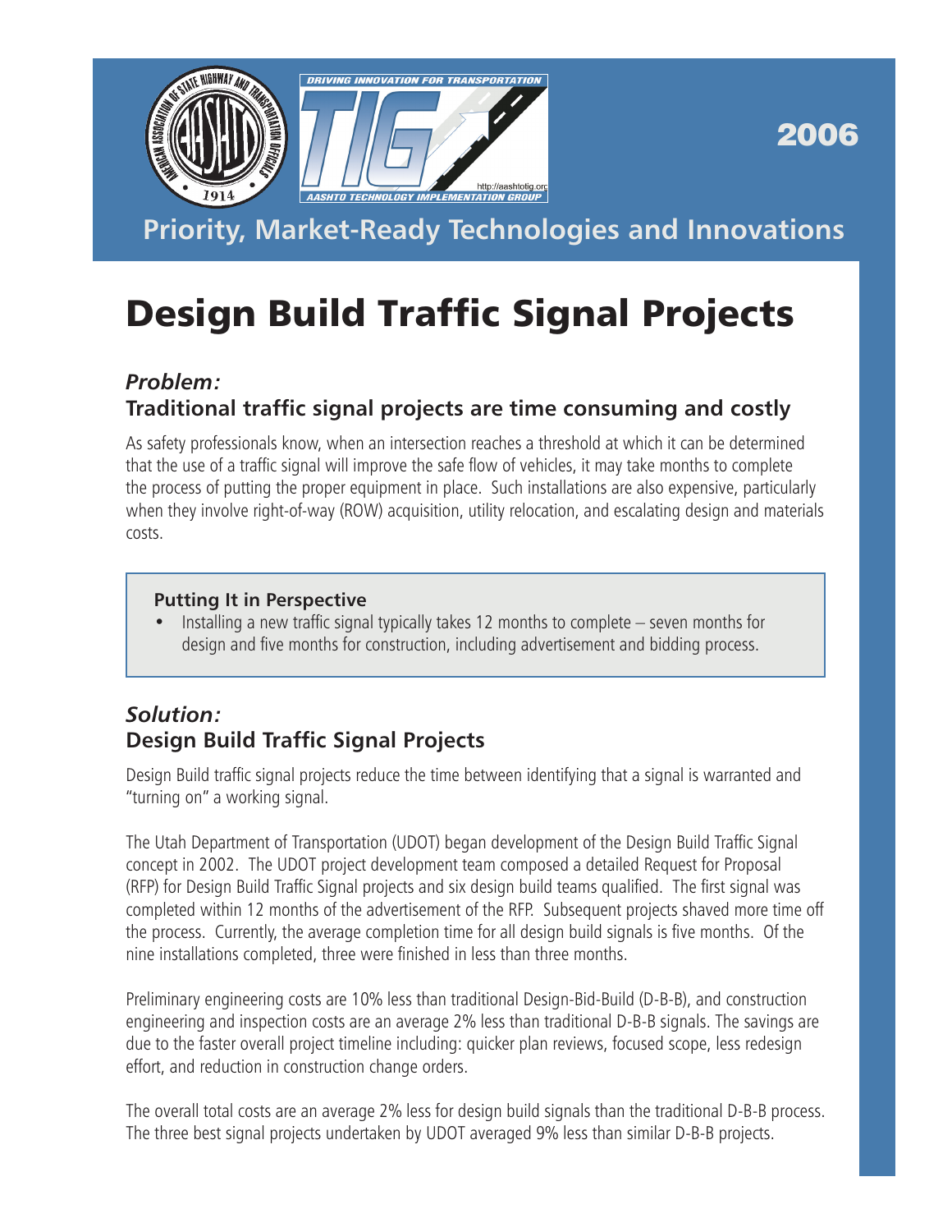2006

**Priority, Market-Ready Technologies and Innovations**

# Design Build Traffic Signal Projects

### *Problem:*
### Traditional traffic signal projects are time consuming and costly

As safety professionals know, when an intersection reaches a threshold at which it can be determined that the use of a traffic signal will improve the safe flow of vehicles, it may take months to complete the process of putting the proper equipment in place. Such installations are also expensive, particularly when they involve right-of-way (ROW) acquisition, utility relocation, and escalating design and materials costs.

> **Putting It in Perspective**
> - Installing a new traffic signal typically takes 12 months to complete – seven months for design and five months for construction, including advertisement and bidding process.

### *Solution:*
### Design Build Traffic Signal Projects

Design Build traffic signal projects reduce the time between identifying that a signal is warranted and "turning on" a working signal.

The Utah Department of Transportation (UDOT) began development of the Design Build Traffic Signal concept in 2002. The UDOT project development team composed a detailed Request for Proposal (RFP) for Design Build Traffic Signal projects and six design build teams qualified. The first signal was completed within 12 months of the advertisement of the RFP. Subsequent projects shaved more time off the process. Currently, the average completion time for all design build signals is five months. Of the nine installations completed, three were finished in less than three months.

Preliminary engineering costs are 10% less than traditional Design-Bid-Build (D-B-B), and construction engineering and inspection costs are an average 2% less than traditional D-B-B signals. The savings are due to the faster overall project timeline including: quicker plan reviews, focused scope, less redesign effort, and reduction in construction change orders.

The overall total costs are an average 2% less for design build signals than the traditional D-B-B process. The three best signal projects undertaken by UDOT averaged 9% less than similar D-B-B projects.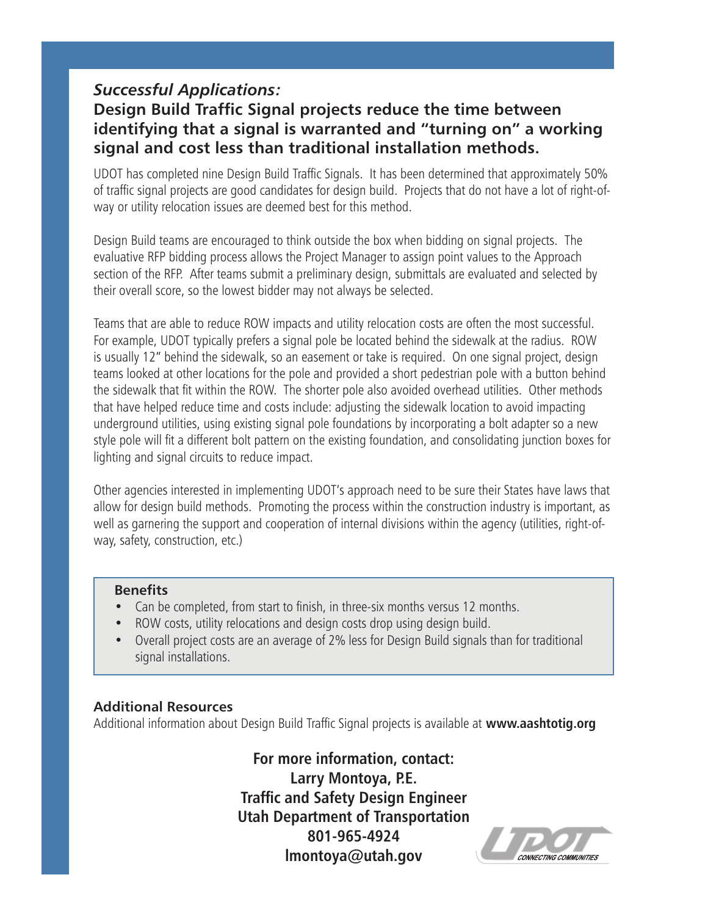*Successful Applications:*

## Design Build Traffic Signal projects reduce the time between identifying that a signal is warranted and "turning on" a working signal and cost less than traditional installation methods.

UDOT has completed nine Design Build Traffic Signals. It has been determined that approximately 50% of traffic signal projects are good candidates for design build. Projects that do not have a lot of right-of-way or utility relocation issues are deemed best for this method.

Design Build teams are encouraged to think outside the box when bidding on signal projects. The evaluative RFP bidding process allows the Project Manager to assign point values to the Approach section of the RFP. After teams submit a preliminary design, submittals are evaluated and selected by their overall score, so the lowest bidder may not always be selected.

Teams that are able to reduce ROW impacts and utility relocation costs are often the most successful. For example, UDOT typically prefers a signal pole be located behind the sidewalk at the radius. ROW is usually 12" behind the sidewalk, so an easement or take is required. On one signal project, design teams looked at other locations for the pole and provided a short pedestrian pole with a button behind the sidewalk that fit within the ROW. The shorter pole also avoided overhead utilities. Other methods that have helped reduce time and costs include: adjusting the sidewalk location to avoid impacting underground utilities, using existing signal pole foundations by incorporating a bolt adapter so a new style pole will fit a different bolt pattern on the existing foundation, and consolidating junction boxes for lighting and signal circuits to reduce impact.

Other agencies interested in implementing UDOT's approach need to be sure their States have laws that allow for design build methods. Promoting the process within the construction industry is important, as well as garnering the support and cooperation of internal divisions within the agency (utilities, right-of-way, safety, construction, etc.)

### Benefits

- Can be completed, from start to finish, in three-six months versus 12 months.
- ROW costs, utility relocations and design costs drop using design build.
- Overall project costs are an average of 2% less for Design Build signals than for traditional signal installations.

### Additional Resources

Additional information about Design Build Traffic Signal projects is available at **www.aashtotig.org**

**For more information, contact:**
**Larry Montoya, P.E.**
**Traffic and Safety Design Engineer**
**Utah Department of Transportation**
**801-965-4924**
**lmontoya@utah.gov**

UDOT CONNECTING COMMUNITIES